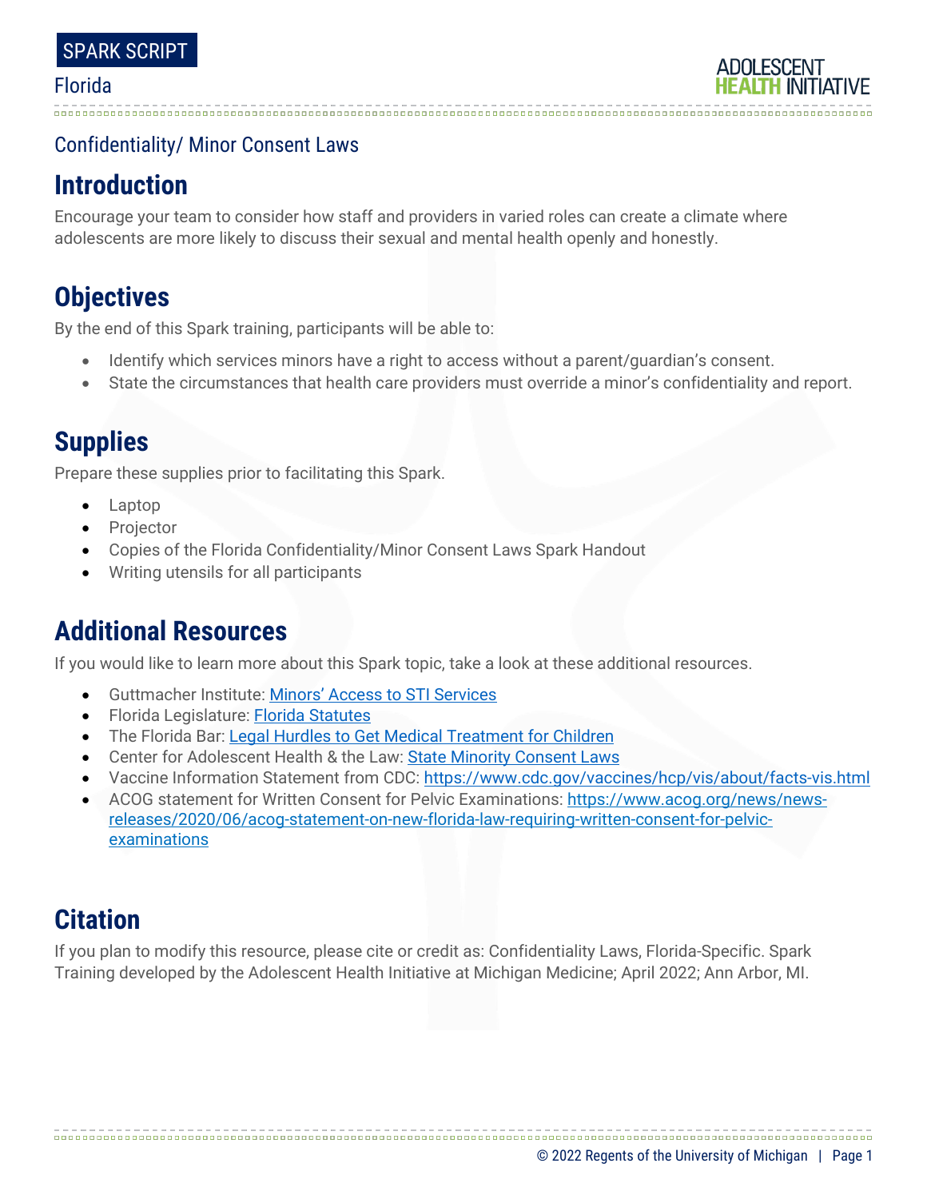SPARK SCRIPT

Florida

ADOLESCENT HEALTH INITIATIVE

Confidentiality/ Minor Consent Laws

## Introduction

Encourage your team to consider how staff and providers in varied roles can create a climate where adolescents are more likely to discuss their sexual and mental health openly and honestly.

## Objectives

By the end of this Spark training, participants will be able to:

- Identify which services minors have a right to access without a parent/guardian's consent.
- State the circumstances that health care providers must override a minor's confidentiality and report.

## Supplies

Prepare these supplies prior to facilitating this Spark.

- Laptop
- Projector
- Copies of the Florida Confidentiality/Minor Consent Laws Spark Handout
- Writing utensils for all participants

## Additional Resources

If you would like to learn more about this Spark topic, take a look at these additional resources.

- Guttmacher Institute: Minors' Access to STI Services
- Florida Legislature: Florida Statutes
- The Florida Bar: Legal Hurdles to Get Medical Treatment for Children
- Center for Adolescent Health & the Law: State Minority Consent Laws
- Vaccine Information Statement from CDC: https://www.cdc.gov/vaccines/hcp/vis/about/facts-vis.html
- ACOG statement for Written Consent for Pelvic Examinations: https://www.acog.org/news/news-releases/2020/06/acog-statement-on-new-florida-law-requiring-written-consent-for-pelvic-examinations

## Citation

If you plan to modify this resource, please cite or credit as: Confidentiality Laws, Florida-Specific. Spark Training developed by the Adolescent Health Initiative at Michigan Medicine; April 2022; Ann Arbor, MI.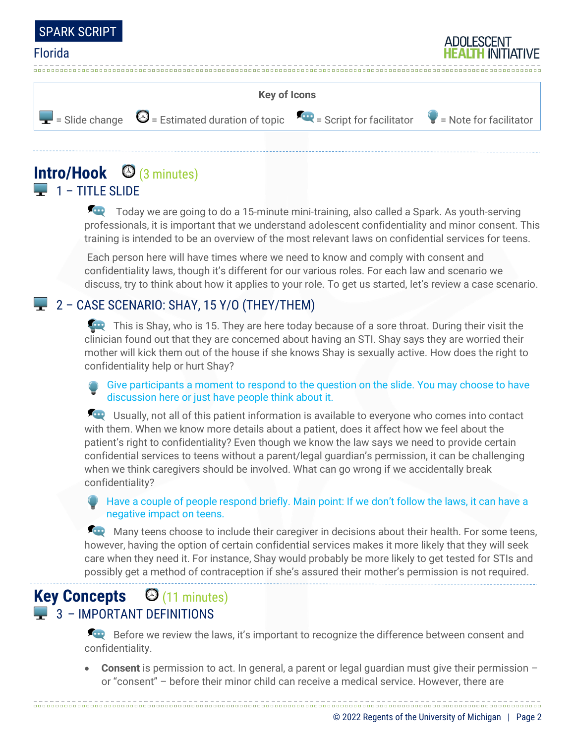**Key of Icons**

= Slide change = Estimated duration of topic = Script for facilitator = Note for facilitator

## Intro/Hook (3 minutes)

### 1 – TITLE SLIDE

Today we are going to do a 15-minute mini-training, also called a Spark. As youth-serving professionals, it is important that we understand adolescent confidentiality and minor consent. This training is intended to be an overview of the most relevant laws on confidential services for teens.

Each person here will have times where we need to know and comply with consent and confidentiality laws, though it's different for our various roles. For each law and scenario we discuss, try to think about how it applies to your role. To get us started, let's review a case scenario.

### 2 – CASE SCENARIO: SHAY, 15 Y/O (THEY/THEM)

This is Shay, who is 15. They are here today because of a sore throat. During their visit the clinician found out that they are concerned about having an STI. Shay says they are worried their mother will kick them out of the house if she knows Shay is sexually active. How does the right to confidentiality help or hurt Shay?

Give participants a moment to respond to the question on the slide. You may choose to have discussion here or just have people think about it.

Usually, not all of this patient information is available to everyone who comes into contact with them. When we know more details about a patient, does it affect how we feel about the patient's right to confidentiality? Even though we know the law says we need to provide certain confidential services to teens without a parent/legal guardian's permission, it can be challenging when we think caregivers should be involved. What can go wrong if we accidentally break confidentiality?

Have a couple of people respond briefly. Main point: If we don't follow the laws, it can have a negative impact on teens.

Many teens choose to include their caregiver in decisions about their health. For some teens, however, having the option of certain confidential services makes it more likely that they will seek care when they need it. For instance, Shay would probably be more likely to get tested for STIs and possibly get a method of contraception if she's assured their mother's permission is not required.

## Key Concepts (11 minutes)

### 3 – IMPORTANT DEFINITIONS

Before we review the laws, it's important to recognize the difference between consent and confidentiality.

- **Consent** is permission to act. In general, a parent or legal guardian must give their permission – or "consent" – before their minor child can receive a medical service. However, there are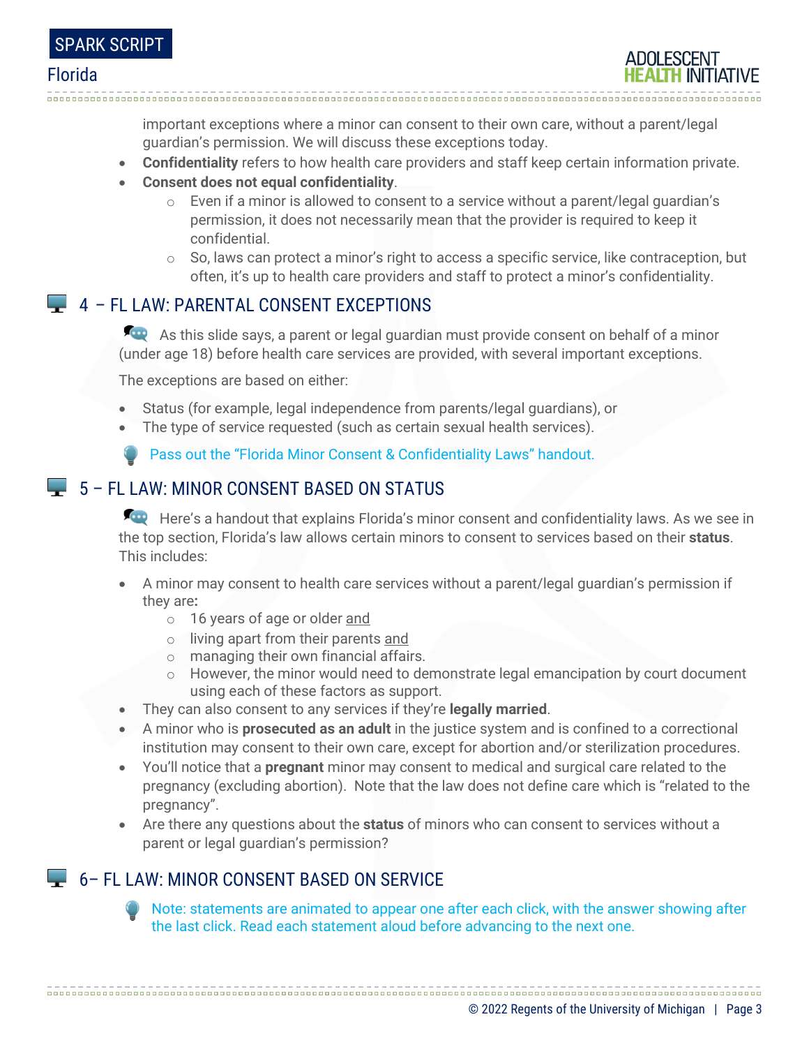important exceptions where a minor can consent to their own care, without a parent/legal guardian's permission. We will discuss these exceptions today.

- **Confidentiality** refers to how health care providers and staff keep certain information private.
- **Consent does not equal confidentiality**.
  - Even if a minor is allowed to consent to a service without a parent/legal guardian's permission, it does not necessarily mean that the provider is required to keep it confidential.
  - So, laws can protect a minor's right to access a specific service, like contraception, but often, it's up to health care providers and staff to protect a minor's confidentiality.

## 4 – FL LAW: PARENTAL CONSENT EXCEPTIONS

As this slide says, a parent or legal guardian must provide consent on behalf of a minor (under age 18) before health care services are provided, with several important exceptions.

The exceptions are based on either:

- Status (for example, legal independence from parents/legal guardians), or
- The type of service requested (such as certain sexual health services).

Pass out the "Florida Minor Consent & Confidentiality Laws" handout.

## 5 – FL LAW: MINOR CONSENT BASED ON STATUS

Here's a handout that explains Florida's minor consent and confidentiality laws. As we see in the top section, Florida's law allows certain minors to consent to services based on their **status**. This includes:

- A minor may consent to health care services without a parent/legal guardian's permission if they are**:**
  - 16 years of age or older <u>and</u>
  - living apart from their parents <u>and</u>
  - managing their own financial affairs.
  - However, the minor would need to demonstrate legal emancipation by court document using each of these factors as support.
- They can also consent to any services if they're **legally married**.
- A minor who is **prosecuted as an adult** in the justice system and is confined to a correctional institution may consent to their own care, except for abortion and/or sterilization procedures.
- You'll notice that a **pregnant** minor may consent to medical and surgical care related to the pregnancy (excluding abortion). Note that the law does not define care which is "related to the pregnancy".
- Are there any questions about the **status** of minors who can consent to services without a parent or legal guardian's permission?

## 6– FL LAW: MINOR CONSENT BASED ON SERVICE

Note: statements are animated to appear one after each click, with the answer showing after the last click. Read each statement aloud before advancing to the next one.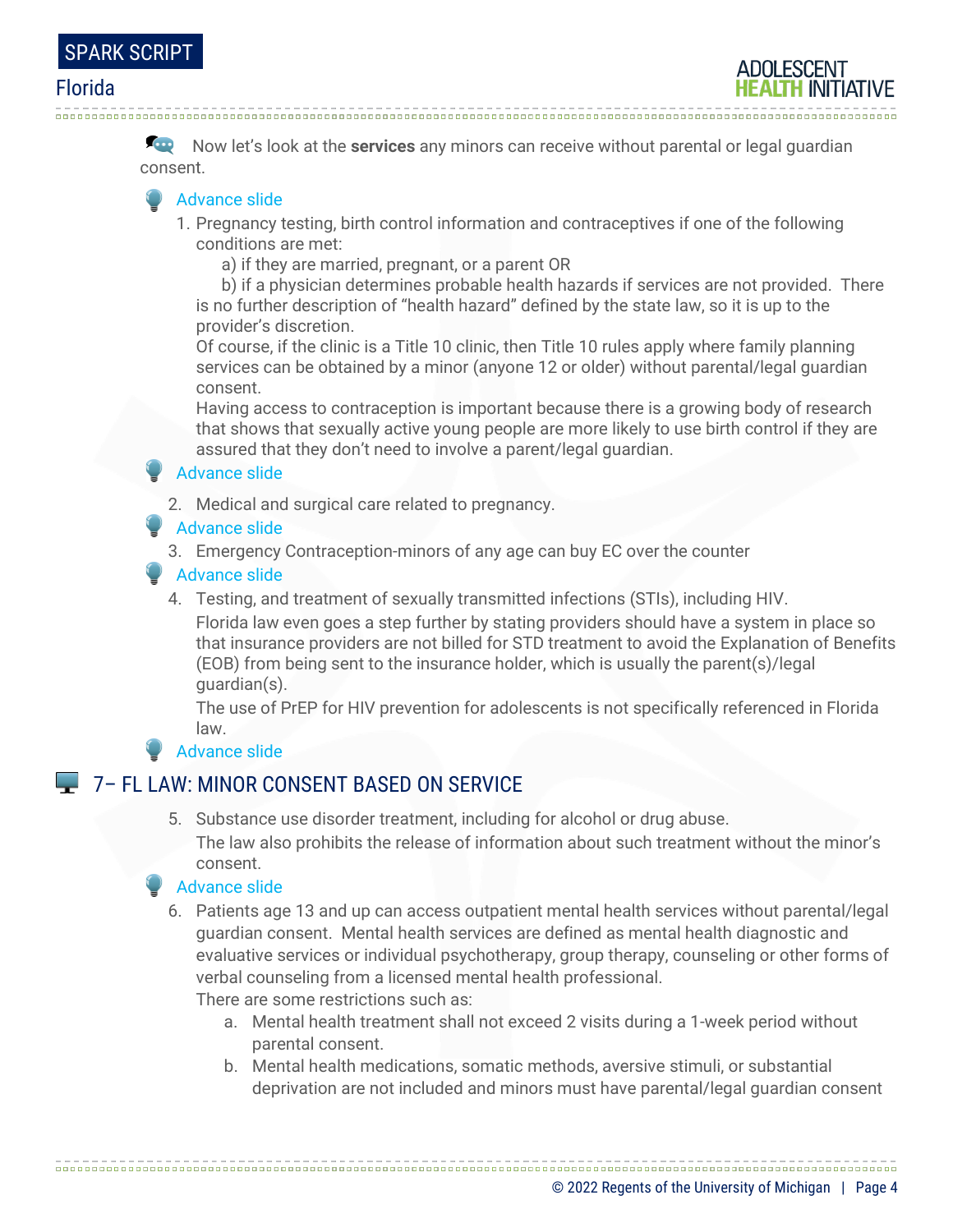Now let's look at the **services** any minors can receive without parental or legal guardian consent.

Advance slide

1. Pregnancy testing, birth control information and contraceptives if one of the following conditions are met:

   a) if they are married, pregnant, or a parent OR

   b) if a physician determines probable health hazards if services are not provided. There is no further description of "health hazard" defined by the state law, so it is up to the provider's discretion.

   Of course, if the clinic is a Title 10 clinic, then Title 10 rules apply where family planning services can be obtained by a minor (anyone 12 or older) without parental/legal guardian consent.

   Having access to contraception is important because there is a growing body of research that shows that sexually active young people are more likely to use birth control if they are assured that they don't need to involve a parent/legal guardian.

Advance slide

2. Medical and surgical care related to pregnancy.

Advance slide

3. Emergency Contraception-minors of any age can buy EC over the counter

Advance slide

4. Testing, and treatment of sexually transmitted infections (STIs), including HIV.

   Florida law even goes a step further by stating providers should have a system in place so that insurance providers are not billed for STD treatment to avoid the Explanation of Benefits (EOB) from being sent to the insurance holder, which is usually the parent(s)/legal guardian(s).

   The use of PrEP for HIV prevention for adolescents is not specifically referenced in Florida law.

Advance slide

## 7– FL LAW: MINOR CONSENT BASED ON SERVICE

5. Substance use disorder treatment, including for alcohol or drug abuse.

   The law also prohibits the release of information about such treatment without the minor's consent.

Advance slide

6. Patients age 13 and up can access outpatient mental health services without parental/legal guardian consent. Mental health services are defined as mental health diagnostic and evaluative services or individual psychotherapy, group therapy, counseling or other forms of verbal counseling from a licensed mental health professional.

   There are some restrictions such as:

   a. Mental health treatment shall not exceed 2 visits during a 1-week period without parental consent.
   b. Mental health medications, somatic methods, aversive stimuli, or substantial deprivation are not included and minors must have parental/legal guardian consent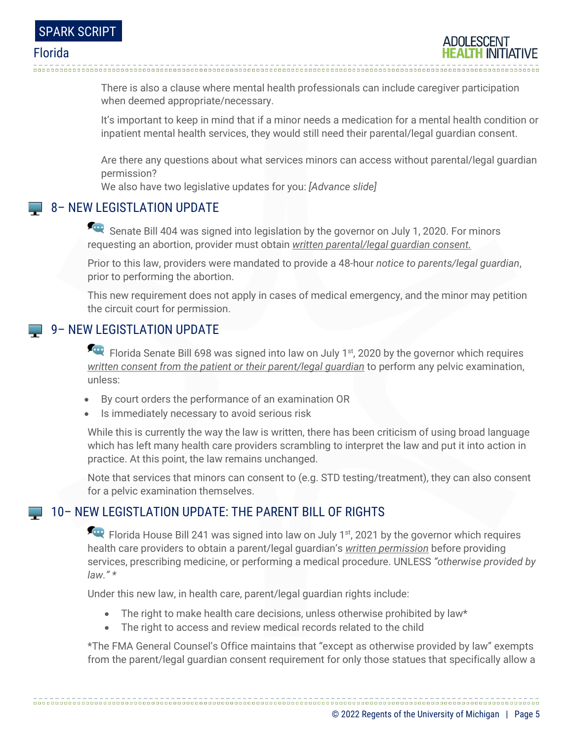There is also a clause where mental health professionals can include caregiver participation when deemed appropriate/necessary.

It's important to keep in mind that if a minor needs a medication for a mental health condition or inpatient mental health services, they would still need their parental/legal guardian consent.

Are there any questions about what services minors can access without parental/legal guardian permission?
We also have two legislative updates for you: *[Advance slide]*

## 8– NEW LEGISTLATION UPDATE

Senate Bill 404 was signed into legislation by the governor on July 1, 2020. For minors requesting an abortion, provider must obtain *written parental/legal guardian consent.*

Prior to this law, providers were mandated to provide a 48-hour *notice to parents/legal guardian*, prior to performing the abortion.

This new requirement does not apply in cases of medical emergency, and the minor may petition the circuit court for permission.

## 9– NEW LEGISTLATION UPDATE

Florida Senate Bill 698 was signed into law on July 1st, 2020 by the governor which requires *written consent from the patient or their parent/legal guardian* to perform any pelvic examination, unless:

- By court orders the performance of an examination OR
- Is immediately necessary to avoid serious risk

While this is currently the way the law is written, there has been criticism of using broad language which has left many health care providers scrambling to interpret the law and put it into action in practice. At this point, the law remains unchanged.

Note that services that minors can consent to (e.g. STD testing/treatment), they can also consent for a pelvic examination themselves.

## 10– NEW LEGISTLATION UPDATE: THE PARENT BILL OF RIGHTS

Florida House Bill 241 was signed into law on July 1st, 2021 by the governor which requires health care providers to obtain a parent/legal guardian's *written permission* before providing services, prescribing medicine, or performing a medical procedure. UNLESS *"otherwise provided by law."* *

Under this new law, in health care, parent/legal guardian rights include:

- The right to make health care decisions, unless otherwise prohibited by law*
- The right to access and review medical records related to the child

*The FMA General Counsel's Office maintains that "except as otherwise provided by law" exempts from the parent/legal guardian consent requirement for only those statues that specifically allow a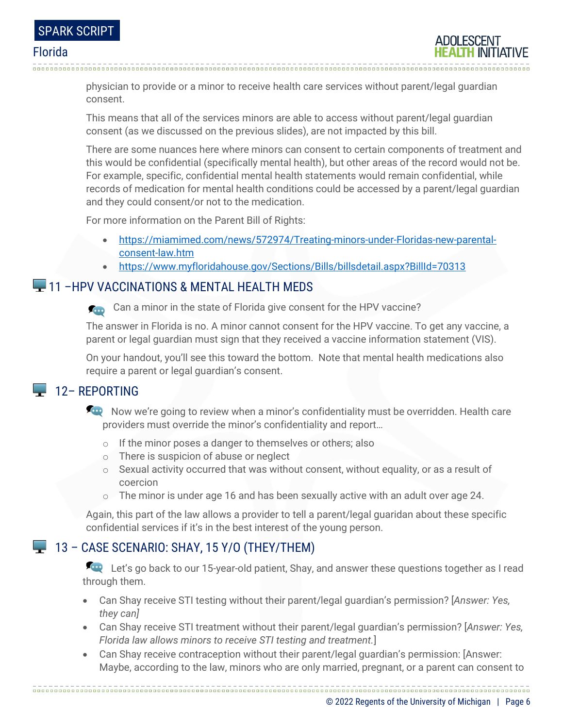physician to provide or a minor to receive health care services without parent/legal guardian consent.

This means that all of the services minors are able to access without parent/legal guardian consent (as we discussed on the previous slides), are not impacted by this bill.

There are some nuances here where minors can consent to certain components of treatment and this would be confidential (specifically mental health), but other areas of the record would not be. For example, specific, confidential mental health statements would remain confidential, while records of medication for mental health conditions could be accessed by a parent/legal guardian and they could consent/or not to the medication.

For more information on the Parent Bill of Rights:

- https://miamimed.com/news/572974/Treating-minors-under-Floridas-new-parental-consent-law.htm
- https://www.myfloridahouse.gov/Sections/Bills/billsdetail.aspx?BillId=70313

## 11 –HPV VACCINATIONS & MENTAL HEALTH MEDS

Can a minor in the state of Florida give consent for the HPV vaccine?

The answer in Florida is no. A minor cannot consent for the HPV vaccine. To get any vaccine, a parent or legal guardian must sign that they received a vaccine information statement (VIS).

On your handout, you'll see this toward the bottom. Note that mental health medications also require a parent or legal guardian's consent.

## 12– REPORTING

Now we're going to review when a minor's confidentiality must be overridden. Health care providers must override the minor's confidentiality and report…

- If the minor poses a danger to themselves or others; also
- There is suspicion of abuse or neglect
- Sexual activity occurred that was without consent, without equality, or as a result of coercion
- The minor is under age 16 and has been sexually active with an adult over age 24.

Again, this part of the law allows a provider to tell a parent/legal guaridan about these specific confidential services if it's in the best interest of the young person.

## 13 – CASE SCENARIO: SHAY, 15 Y/O (THEY/THEM)

Let's go back to our 15-year-old patient, Shay, and answer these questions together as I read through them.

- Can Shay receive STI testing without their parent/legal guardian's permission? [*Answer: Yes, they can*]
- Can Shay receive STI treatment without their parent/legal guardian's permission? [*Answer: Yes, Florida law allows minors to receive STI testing and treatment.*]
- Can Shay receive contraception without their parent/legal guardian's permission: [Answer: Maybe, according to the law, minors who are only married, pregnant, or a parent can consent to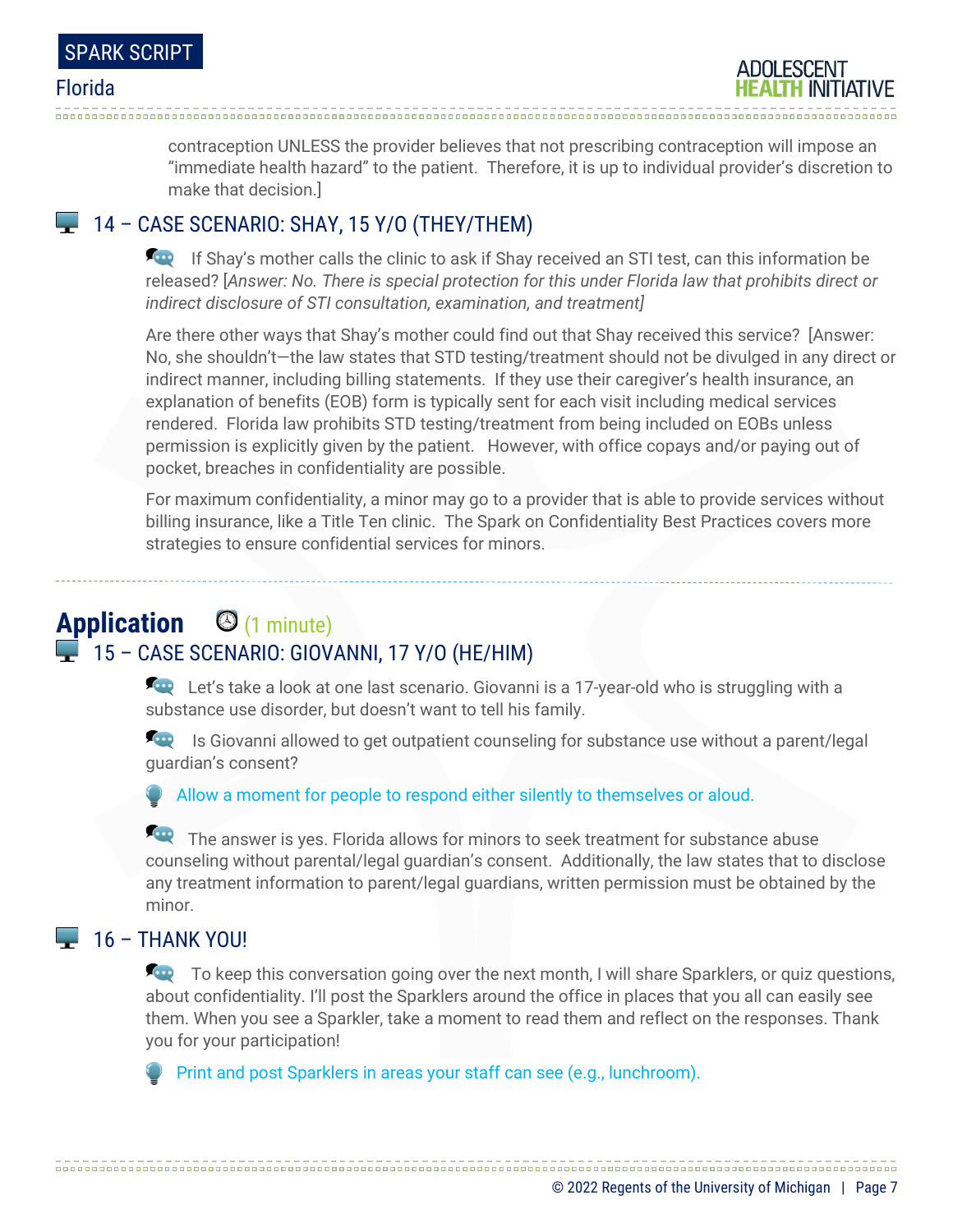contraception UNLESS the provider believes that not prescribing contraception will impose an "immediate health hazard" to the patient. Therefore, it is up to individual provider's discretion to make that decision.]

### 14 – CASE SCENARIO: SHAY, 15 Y/O (THEY/THEM)

If Shay's mother calls the clinic to ask if Shay received an STI test, can this information be released? [*Answer: No. There is special protection for this under Florida law that prohibits direct or indirect disclosure of STI consultation, examination, and treatment*]

Are there other ways that Shay's mother could find out that Shay received this service? [Answer: No, she shouldn't—the law states that STD testing/treatment should not be divulged in any direct or indirect manner, including billing statements. If they use their caregiver's health insurance, an explanation of benefits (EOB) form is typically sent for each visit including medical services rendered. Florida law prohibits STD testing/treatment from being included on EOBs unless permission is explicitly given by the patient. However, with office copays and/or paying out of pocket, breaches in confidentiality are possible.

For maximum confidentiality, a minor may go to a provider that is able to provide services without billing insurance, like a Title Ten clinic. The Spark on Confidentiality Best Practices covers more strategies to ensure confidential services for minors.

## Application (1 minute)

### 15 – CASE SCENARIO: GIOVANNI, 17 Y/O (HE/HIM)

Let's take a look at one last scenario. Giovanni is a 17-year-old who is struggling with a substance use disorder, but doesn't want to tell his family.

Is Giovanni allowed to get outpatient counseling for substance use without a parent/legal guardian's consent?

Allow a moment for people to respond either silently to themselves or aloud.

The answer is yes. Florida allows for minors to seek treatment for substance abuse counseling without parental/legal guardian's consent. Additionally, the law states that to disclose any treatment information to parent/legal guardians, written permission must be obtained by the minor.

### 16 – THANK YOU!

To keep this conversation going over the next month, I will share Sparklers, or quiz questions, about confidentiality. I'll post the Sparklers around the office in places that you all can easily see them. When you see a Sparkler, take a moment to read them and reflect on the responses. Thank you for your participation!

Print and post Sparklers in areas your staff can see (e.g., lunchroom).